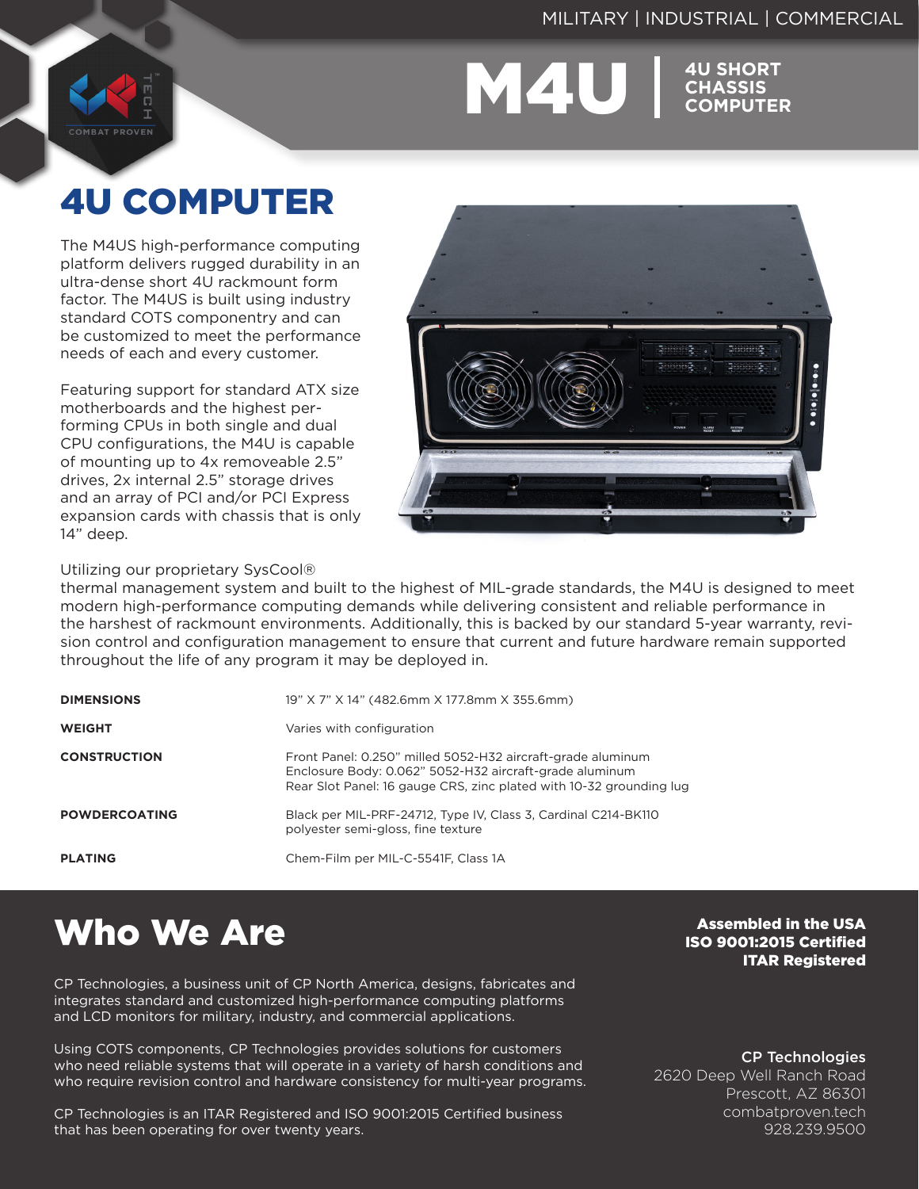MILITARY | INDUSTRIAL | COMMERCIAL

# M4U | 4U SHORT CHASSIS COMPUTER

## 4U COMPUTER

The M4US high-performance computing platform delivers rugged durability in an ultra-dense short 4U rackmount form factor. The M4US is built using industry standard COTS componentry and can be customized to meet the performance needs of each and every customer.

Featuring support for standard ATX size motherboards and the highest performing CPUs in both single and dual CPU configurations, the M4U is capable of mounting up to 4x removeable 2.5" drives, 2x internal 2.5" storage drives and an array of PCI and/or PCI Express expansion cards with chassis that is only 14" deep.

Utilizing our proprietary SysCool® thermal management system and built to the highest of MIL-grade standards, the M4U is designed to meet modern high-performance computing demands while delivering consistent and reliable performance in the harshest of rackmount environments. Additionally, this is backed by our standard 5-year warranty, revision control and configuration management to ensure that current and future hardware remain supported throughout the life of any program it may be deployed in.

| | |
|---|---|
| **DIMENSIONS** | 19" X 7" X 14" (482.6mm X 177.8mm X 355.6mm) |
| **WEIGHT** | Varies with configuration |
| **CONSTRUCTION** | Front Panel: 0.250" milled 5052-H32 aircraft-grade aluminum<br>Enclosure Body: 0.062" 5052-H32 aircraft-grade aluminum<br>Rear Slot Panel: 16 gauge CRS, zinc plated with 10-32 grounding lug |
| **POWDERCOATING** | Black per MIL-PRF-24712, Type IV, Class 3, Cardinal C214-BK110 polyester semi-gloss, fine texture |
| **PLATING** | Chem-Film per MIL-C-5541F, Class 1A |

## Who We Are

**Assembled in the USA**
**ISO 9001:2015 Certified**
**ITAR Registered**

CP Technologies, a business unit of CP North America, designs, fabricates and integrates standard and customized high-performance computing platforms and LCD monitors for military, industry, and commercial applications.

Using COTS components, CP Technologies provides solutions for customers who need reliable systems that will operate in a variety of harsh conditions and who require revision control and hardware consistency for multi-year programs.

CP Technologies is an ITAR Registered and ISO 9001:2015 Certified business that has been operating for over twenty years.

**CP Technologies**
2620 Deep Well Ranch Road
Prescott, AZ 86301
combatproven.tech
928.239.9500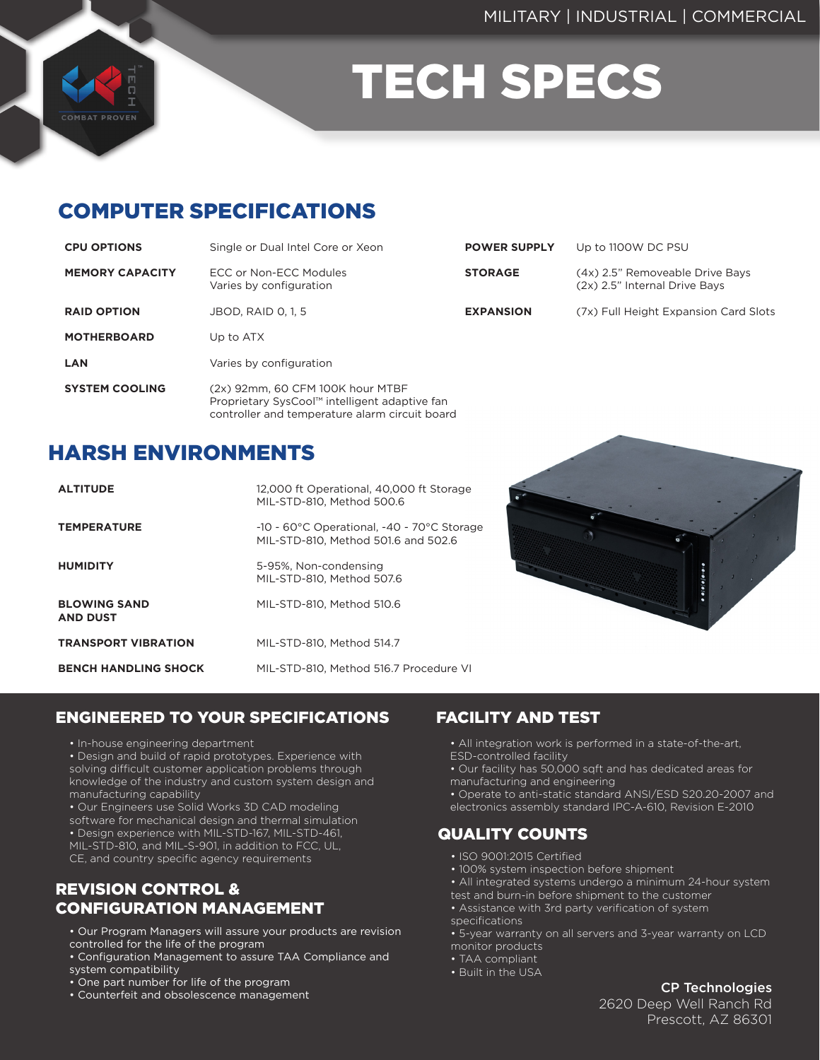MILITARY | INDUSTRIAL | COMMERCIAL

# TECH SPECS

## COMPUTER SPECIFICATIONS

| | |
|---|---|
| **CPU OPTIONS** | Single or Dual Intel Core or Xeon |
| **MEMORY CAPACITY** | ECC or Non-ECC Modules<br>Varies by configuration |
| **RAID OPTION** | JBOD, RAID 0, 1, 5 |
| **MOTHERBOARD** | Up to ATX |
| **LAN** | Varies by configuration |
| **SYSTEM COOLING** | (2x) 92mm, 60 CFM 100K hour MTBF<br>Proprietary SysCool™ intelligent adaptive fan controller and temperature alarm circuit board |
| **POWER SUPPLY** | Up to 1100W DC PSU |
| **STORAGE** | (4x) 2.5" Removeable Drive Bays<br>(2x) 2.5" Internal Drive Bays |
| **EXPANSION** | (7x) Full Height Expansion Card Slots |

## HARSH ENVIRONMENTS

| | |
|---|---|
| **ALTITUDE** | 12,000 ft Operational, 40,000 ft Storage<br>MIL-STD-810, Method 500.6 |
| **TEMPERATURE** | -10 - 60°C Operational, -40 - 70°C Storage<br>MIL-STD-810, Method 501.6 and 502.6 |
| **HUMIDITY** | 5-95%, Non-condensing<br>MIL-STD-810, Method 507.6 |
| **BLOWING SAND AND DUST** | MIL-STD-810, Method 510.6 |
| **TRANSPORT VIBRATION** | MIL-STD-810, Method 514.7 |
| **BENCH HANDLING SHOCK** | MIL-STD-810, Method 516.7 Procedure VI |

## ENGINEERED TO YOUR SPECIFICATIONS

- In-house engineering department
- Design and build of rapid prototypes. Experience with solving difficult customer application problems through knowledge of the industry and custom system design and manufacturing capability
- Our Engineers use Solid Works 3D CAD modeling software for mechanical design and thermal simulation
- Design experience with MIL-STD-167, MIL-STD-461, MIL-STD-810, and MIL-S-901, in addition to FCC, UL, CE, and country specific agency requirements

## REVISION CONTROL & CONFIGURATION MANAGEMENT

- Our Program Managers will assure your products are revision controlled for the life of the program
- Configuration Management to assure TAA Compliance and system compatibility
- One part number for life of the program
- Counterfeit and obsolescence management

## FACILITY AND TEST

- All integration work is performed in a state-of-the-art, ESD-controlled facility
- Our facility has 50,000 sqft and has dedicated areas for manufacturing and engineering
- Operate to anti-static standard ANSI/ESD S20.20-2007 and electronics assembly standard IPC-A-610, Revision E-2010

## QUALITY COUNTS

- ISO 9001:2015 Certified
- 100% system inspection before shipment
- All integrated systems undergo a minimum 24-hour system test and burn-in before shipment to the customer
- Assistance with 3rd party verification of system specifications
- 5-year warranty on all servers and 3-year warranty on LCD monitor products
- TAA compliant
- Built in the USA

**CP Technologies**
2620 Deep Well Ranch Rd
Prescott, AZ 86301